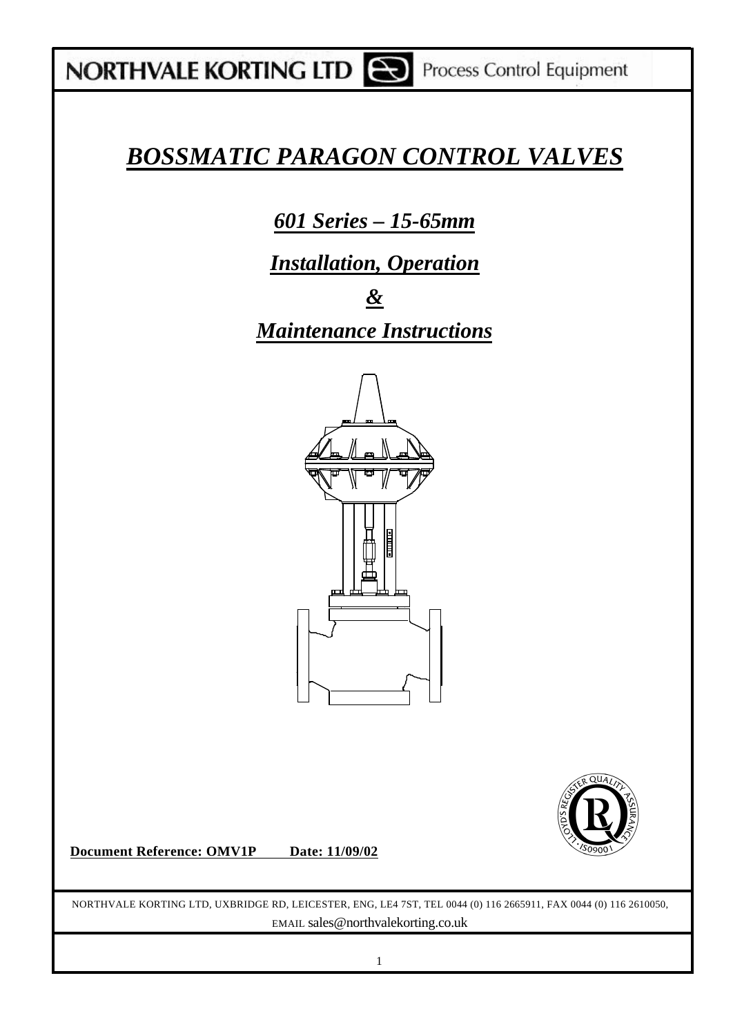NORTHVALE KORTING LTD Process Control Equipment

# *BOSSMATIC PARAGON CONTROL VALVES*

## *601 Series – 15-65mm*

## *Installation, Operation*

## *&*

## *Maintenance Instructions*

**Document Reference: OMV1P    Date: 11/09/02**

NORTHVALE KORTING LTD, UXBRIDGE RD, LEICESTER, ENG, LE4 7ST, TEL 0044 (0) 116 2665911, FAX 0044 (0) 116 2610050, EMAIL sales@northvalekorting.co.uk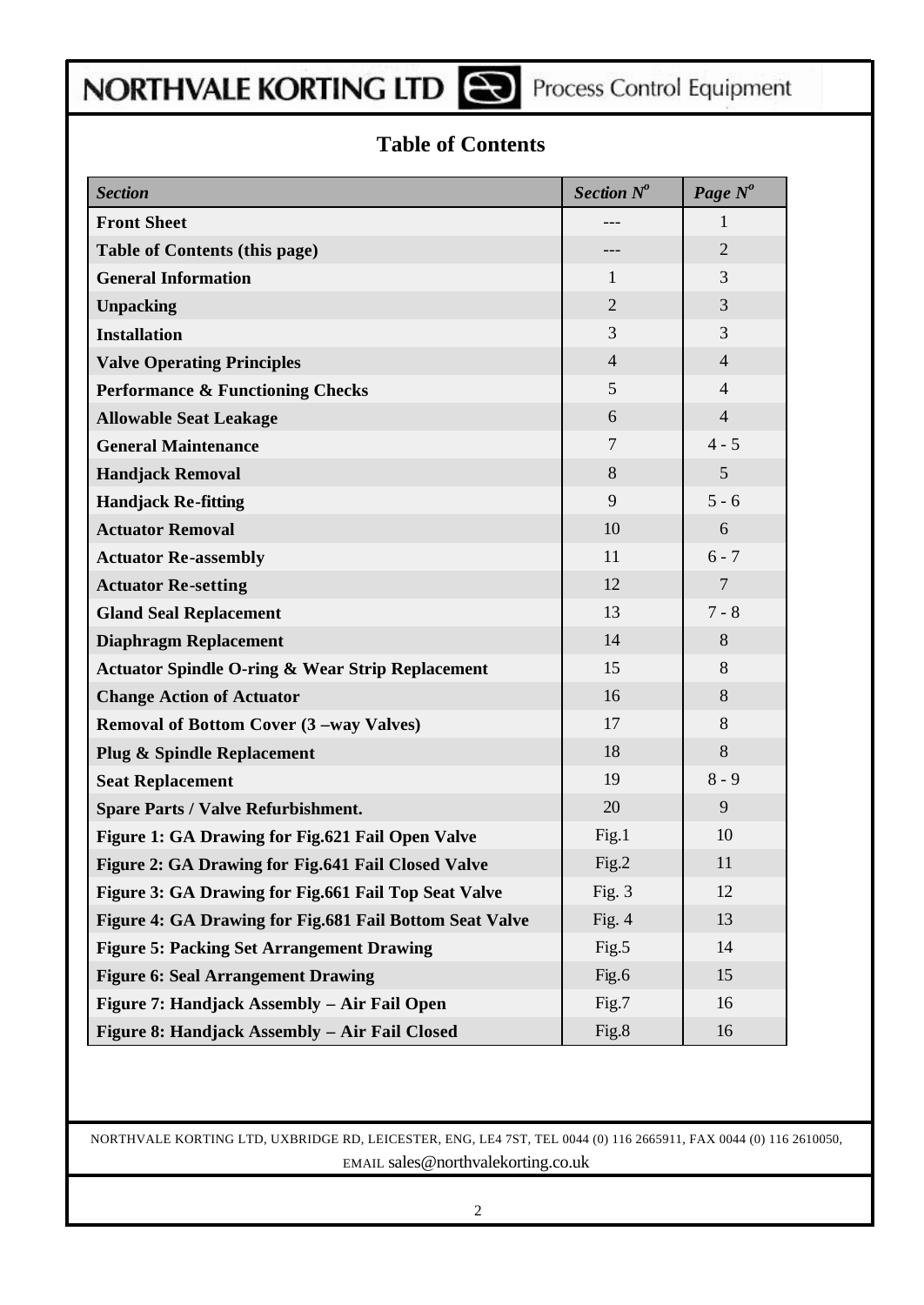# Table of Contents

| *Section* | *Section N$^o$* | *Page N$^o$* |
|---|---|---|
| **Front Sheet** | --- | 1 |
| **Table of Contents (this page)** | --- | 2 |
| **General Information** | 1 | 3 |
| **Unpacking** | 2 | 3 |
| **Installation** | 3 | 3 |
| **Valve Operating Principles** | 4 | 4 |
| **Performance & Functioning Checks** | 5 | 4 |
| **Allowable Seat Leakage** | 6 | 4 |
| **General Maintenance** | 7 | 4 - 5 |
| **Handjack Removal** | 8 | 5 |
| **Handjack Re-fitting** | 9 | 5 - 6 |
| **Actuator Removal** | 10 | 6 |
| **Actuator Re-assembly** | 11 | 6 - 7 |
| **Actuator Re-setting** | 12 | 7 |
| **Gland Seal Replacement** | 13 | 7 - 8 |
| **Diaphragm Replacement** | 14 | 8 |
| **Actuator Spindle O-ring & Wear Strip Replacement** | 15 | 8 |
| **Change Action of Actuator** | 16 | 8 |
| **Removal of Bottom Cover (3 –way Valves)** | 17 | 8 |
| **Plug & Spindle Replacement** | 18 | 8 |
| **Seat Replacement** | 19 | 8 - 9 |
| **Spare Parts / Valve Refurbishment.** | 20 | 9 |
| **Figure 1: GA Drawing for Fig.621 Fail Open Valve** | Fig.1 | 10 |
| **Figure 2: GA Drawing for Fig.641 Fail Closed Valve** | Fig.2 | 11 |
| **Figure 3: GA Drawing for Fig.661 Fail Top Seat Valve** | Fig. 3 | 12 |
| **Figure 4: GA Drawing for Fig.681 Fail Bottom Seat Valve** | Fig. 4 | 13 |
| **Figure 5: Packing Set Arrangement Drawing** | Fig.5 | 14 |
| **Figure 6: Seal Arrangement Drawing** | Fig.6 | 15 |
| **Figure 7: Handjack Assembly – Air Fail Open** | Fig.7 | 16 |
| **Figure 8: Handjack Assembly – Air Fail Closed** | Fig.8 | 16 |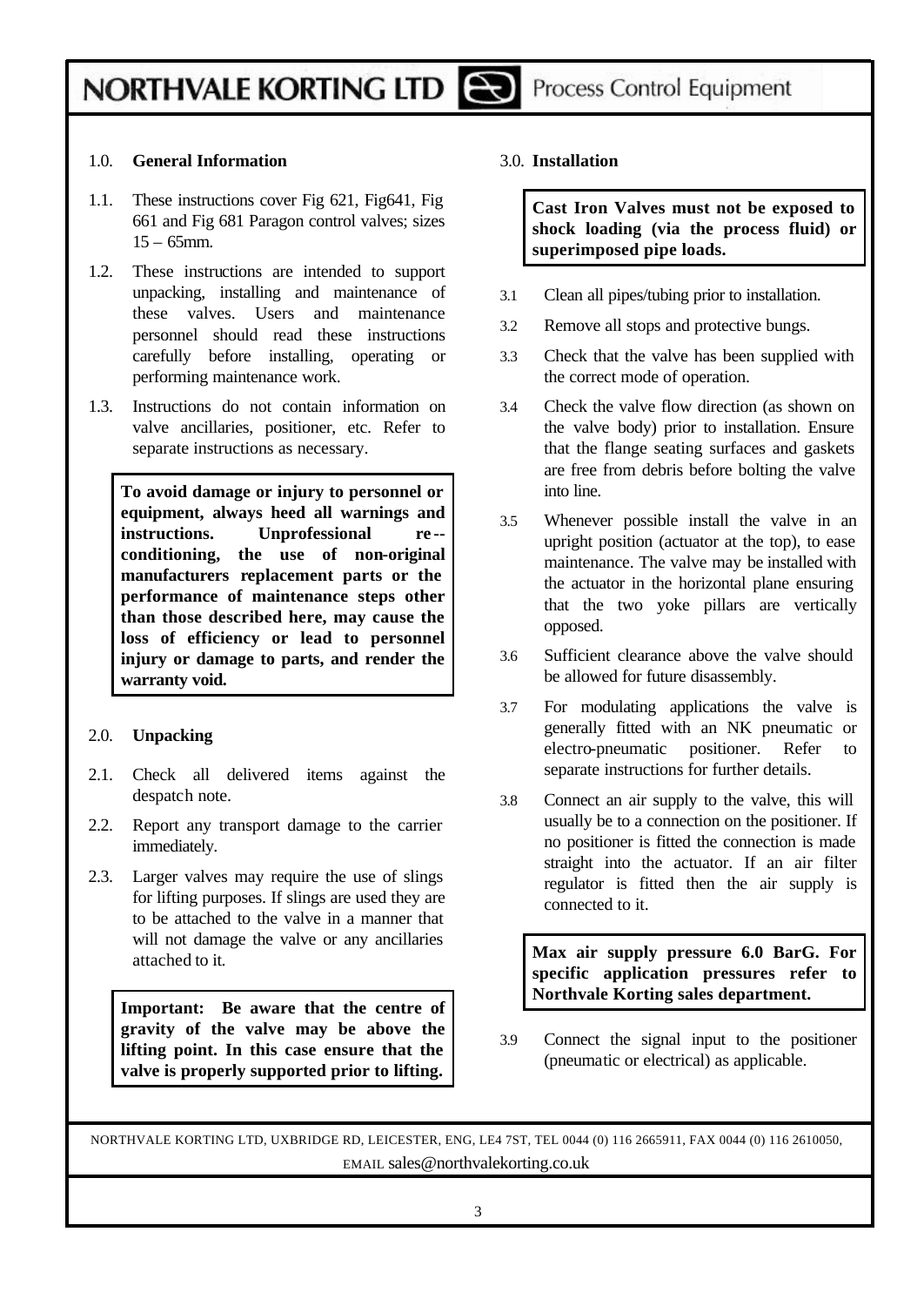## 1.0. General Information

1.1. These instructions cover Fig 621, Fig641, Fig 661 and Fig 681 Paragon control valves; sizes 15 – 65mm.

1.2. These instructions are intended to support unpacking, installing and maintenance of these valves. Users and maintenance personnel should read these instructions carefully before installing, operating or performing maintenance work.

1.3. Instructions do not contain information on valve ancillaries, positioner, etc. Refer to separate instructions as necessary.

**To avoid damage or injury to personnel or equipment, always heed all warnings and instructions. Unprofessional re-conditioning, the use of non-original manufacturers replacement parts or the performance of maintenance steps other than those described here, may cause the loss of efficiency or lead to personnel injury or damage to parts, and render the warranty void.**

## 2.0. Unpacking

2.1. Check all delivered items against the despatch note.

2.2. Report any transport damage to the carrier immediately.

2.3. Larger valves may require the use of slings for lifting purposes. If slings are used they are to be attached to the valve in a manner that will not damage the valve or any ancillaries attached to it.

**Important: Be aware that the centre of gravity of the valve may be above the lifting point. In this case ensure that the valve is properly supported prior to lifting.**

## 3.0. Installation

**Cast Iron Valves must not be exposed to shock loading (via the process fluid) or superimposed pipe loads.**

3.1 Clean all pipes/tubing prior to installation.

3.2 Remove all stops and protective bungs.

3.3 Check that the valve has been supplied with the correct mode of operation.

3.4 Check the valve flow direction (as shown on the valve body) prior to installation. Ensure that the flange seating surfaces and gaskets are free from debris before bolting the valve into line.

3.5 Whenever possible install the valve in an upright position (actuator at the top), to ease maintenance. The valve may be installed with the actuator in the horizontal plane ensuring that the two yoke pillars are vertically opposed.

3.6 Sufficient clearance above the valve should be allowed for future disassembly.

3.7 For modulating applications the valve is generally fitted with an NK pneumatic or electro-pneumatic positioner. Refer to separate instructions for further details.

3.8 Connect an air supply to the valve, this will usually be to a connection on the positioner. If no positioner is fitted the connection is made straight into the actuator. If an air filter regulator is fitted then the air supply is connected to it.

**Max air supply pressure 6.0 BarG. For specific application pressures refer to Northvale Korting sales department.**

3.9 Connect the signal input to the positioner (pneumatic or electrical) as applicable.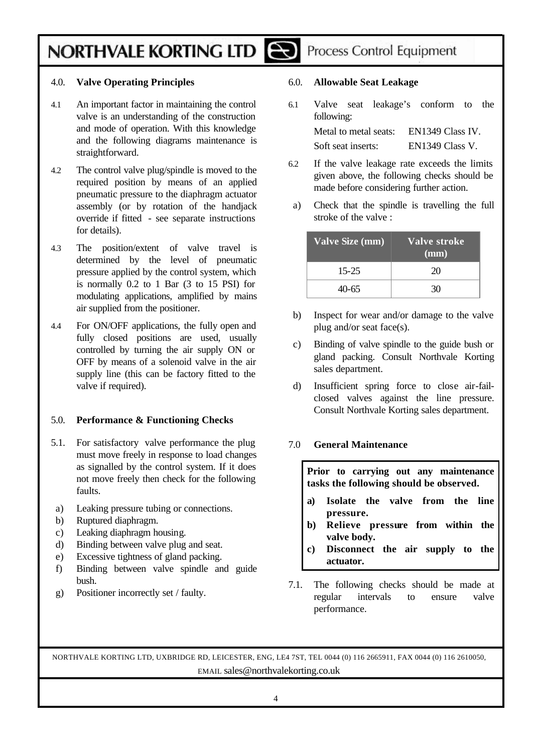## 4.0. Valve Operating Principles

4.1 An important factor in maintaining the control valve is an understanding of the construction and mode of operation. With this knowledge and the following diagrams maintenance is straightforward.

4.2 The control valve plug/spindle is moved to the required position by means of an applied pneumatic pressure to the diaphragm actuator assembly (or by rotation of the handjack override if fitted - see separate instructions for details).

4.3 The position/extent of valve travel is determined by the level of pneumatic pressure applied by the control system, which is normally 0.2 to 1 Bar (3 to 15 PSI) for modulating applications, amplified by mains air supplied from the positioner.

4.4 For ON/OFF applications, the fully open and fully closed positions are used, usually controlled by turning the air supply ON or OFF by means of a solenoid valve in the air supply line (this can be factory fitted to the valve if required).

## 5.0. Performance & Functioning Checks

5.1. For satisfactory valve performance the plug must move freely in response to load changes as signalled by the control system. If it does not move freely then check for the following faults.

a) Leaking pressure tubing or connections.
b) Ruptured diaphragm.
c) Leaking diaphragm housing.
d) Binding between valve plug and seat.
e) Excessive tightness of gland packing.
f) Binding between valve spindle and guide bush.
g) Positioner incorrectly set / faulty.

## 6.0. Allowable Seat Leakage

6.1 Valve seat leakage's conform to the following:

Metal to metal seats: EN1349 Class IV.
Soft seat inserts: EN1349 Class V.

6.2 If the valve leakage rate exceeds the limits given above, the following checks should be made before considering further action.

a) Check that the spindle is travelling the full stroke of the valve :

| Valve Size (mm) | Valve stroke (mm) |
|---|---|
| 15-25 | 20 |
| 40-65 | 30 |

b) Inspect for wear and/or damage to the valve plug and/or seat face(s).

c) Binding of valve spindle to the guide bush or gland packing. Consult Northvale Korting sales department.

d) Insufficient spring force to close air-fail-closed valves against the line pressure. Consult Northvale Korting sales department.

## 7.0 General Maintenance

**Prior to carrying out any maintenance tasks the following should be observed.**

**a) Isolate the valve from the line pressure.**
**b) Relieve pressure from within the valve body.**
**c) Disconnect the air supply to the actuator.**

7.1. The following checks should be made at regular intervals to ensure valve performance.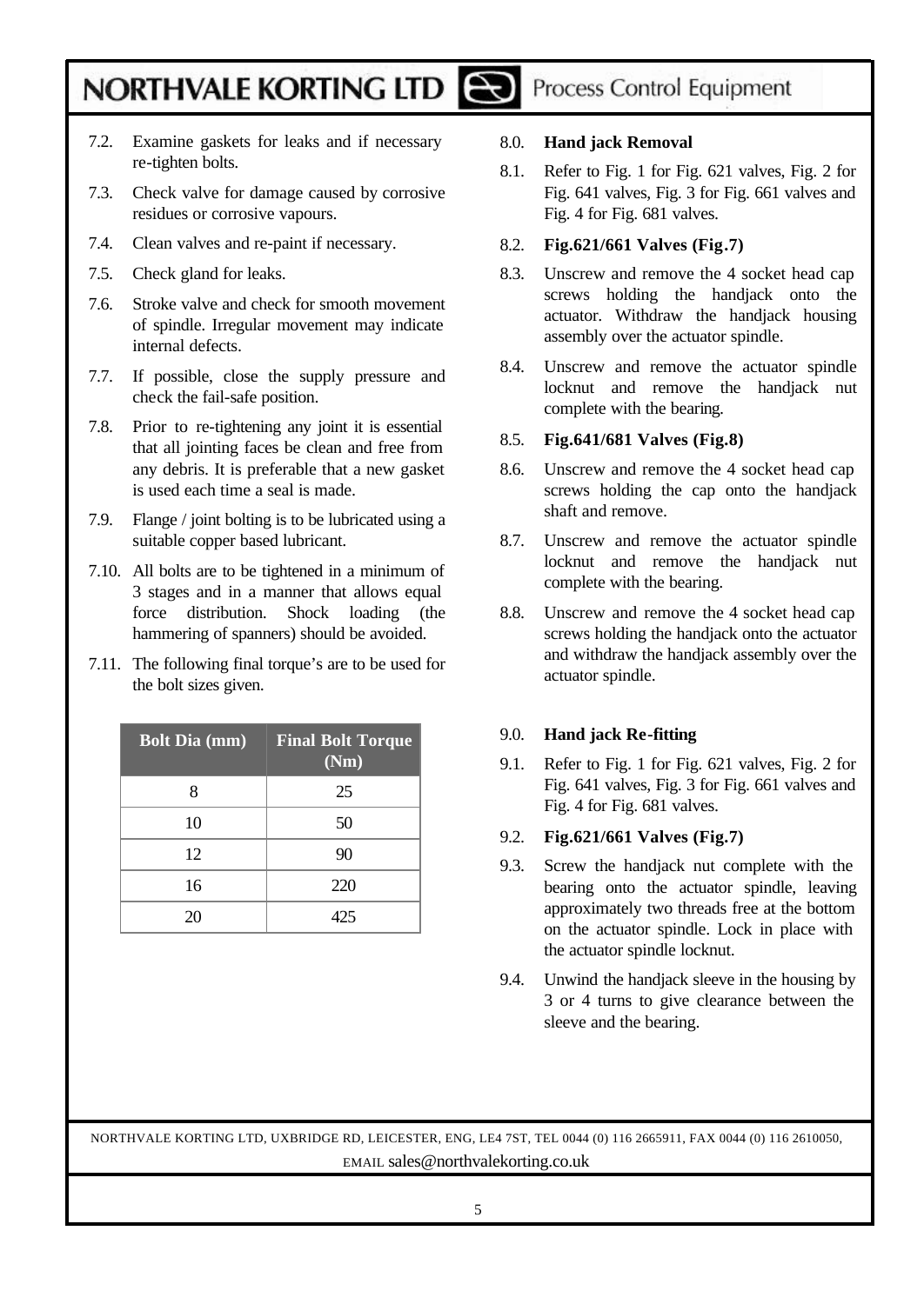7.2. Examine gaskets for leaks and if necessary re-tighten bolts.

7.3. Check valve for damage caused by corrosive residues or corrosive vapours.

7.4. Clean valves and re-paint if necessary.

7.5. Check gland for leaks.

7.6. Stroke valve and check for smooth movement of spindle. Irregular movement may indicate internal defects.

7.7. If possible, close the supply pressure and check the fail-safe position.

7.8. Prior to re-tightening any joint it is essential that all jointing faces be clean and free from any debris. It is preferable that a new gasket is used each time a seal is made.

7.9. Flange / joint bolting is to be lubricated using a suitable copper based lubricant.

7.10. All bolts are to be tightened in a minimum of 3 stages and in a manner that allows equal force distribution. Shock loading (the hammering of spanners) should be avoided.

7.11. The following final torque's are to be used for the bolt sizes given.

| Bolt Dia (mm) | Final Bolt Torque (Nm) |
|---|---|
| 8 | 25 |
| 10 | 50 |
| 12 | 90 |
| 16 | 220 |
| 20 | 425 |

## 8.0. Hand jack Removal

8.1. Refer to Fig. 1 for Fig. 621 valves, Fig. 2 for Fig. 641 valves, Fig. 3 for Fig. 661 valves and Fig. 4 for Fig. 681 valves.

### 8.2. Fig.621/661 Valves (Fig.7)

8.3. Unscrew and remove the 4 socket head cap screws holding the handjack onto the actuator. Withdraw the handjack housing assembly over the actuator spindle.

8.4. Unscrew and remove the actuator spindle locknut and remove the handjack nut complete with the bearing.

### 8.5. Fig.641/681 Valves (Fig.8)

8.6. Unscrew and remove the 4 socket head cap screws holding the cap onto the handjack shaft and remove.

8.7. Unscrew and remove the actuator spindle locknut and remove the handjack nut complete with the bearing.

8.8. Unscrew and remove the 4 socket head cap screws holding the handjack onto the actuator and withdraw the handjack assembly over the actuator spindle.

## 9.0. Hand jack Re-fitting

9.1. Refer to Fig. 1 for Fig. 621 valves, Fig. 2 for Fig. 641 valves, Fig. 3 for Fig. 661 valves and Fig. 4 for Fig. 681 valves.

### 9.2. Fig.621/661 Valves (Fig.7)

9.3. Screw the handjack nut complete with the bearing onto the actuator spindle, leaving approximately two threads free at the bottom on the actuator spindle. Lock in place with the actuator spindle locknut.

9.4. Unwind the handjack sleeve in the housing by 3 or 4 turns to give clearance between the sleeve and the bearing.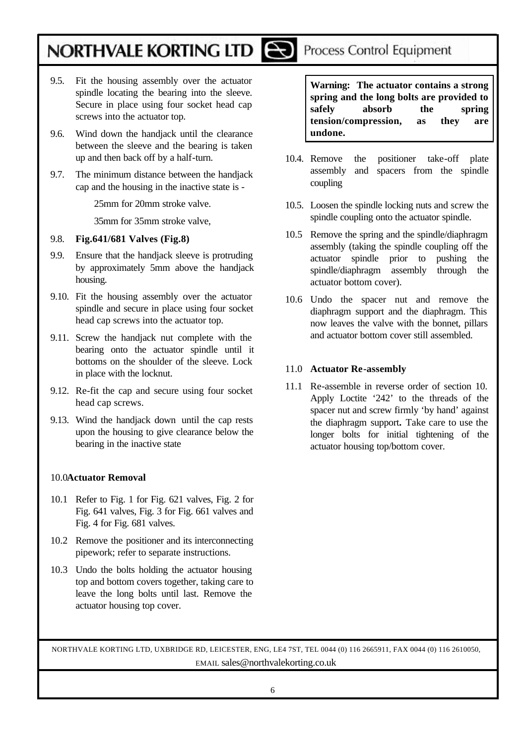9.5. Fit the housing assembly over the actuator spindle locating the bearing into the sleeve. Secure in place using four socket head cap screws into the actuator top.

9.6. Wind down the handjack until the clearance between the sleeve and the bearing is taken up and then back off by a half-turn.

9.7. The minimum distance between the handjack cap and the housing in the inactive state is -

25mm for 20mm stroke valve.

35mm for 35mm stroke valve,

9.8. **Fig.641/681 Valves (Fig.8)**

9.9. Ensure that the handjack sleeve is protruding by approximately 5mm above the handjack housing.

9.10. Fit the housing assembly over the actuator spindle and secure in place using four socket head cap screws into the actuator top.

9.11. Screw the handjack nut complete with the bearing onto the actuator spindle until it bottoms on the shoulder of the sleeve. Lock in place with the locknut.

9.12. Re-fit the cap and secure using four socket head cap screws.

9.13. Wind the handjack down until the cap rests upon the housing to give clearance below the bearing in the inactive state

## 10.0 Actuator Removal

10.1 Refer to Fig. 1 for Fig. 621 valves, Fig. 2 for Fig. 641 valves, Fig. 3 for Fig. 661 valves and Fig. 4 for Fig. 681 valves.

10.2 Remove the positioner and its interconnecting pipework; refer to separate instructions.

10.3 Undo the bolts holding the actuator housing top and bottom covers together, taking care to leave the long bolts until last. Remove the actuator housing top cover.

**Warning: The actuator contains a strong spring and the long bolts are provided to safely absorb the spring tension/compression, as they are undone.**

10.4. Remove the positioner take-off plate assembly and spacers from the spindle coupling

10.5. Loosen the spindle locking nuts and screw the spindle coupling onto the actuator spindle.

10.5 Remove the spring and the spindle/diaphragm assembly (taking the spindle coupling off the actuator spindle prior to pushing the spindle/diaphragm assembly through the actuator bottom cover).

10.6 Undo the spacer nut and remove the diaphragm support and the diaphragm. This now leaves the valve with the bonnet, pillars and actuator bottom cover still assembled.

## 11.0 Actuator Re-assembly

11.1 Re-assemble in reverse order of section 10. Apply Loctite '242' to the threads of the spacer nut and screw firmly 'by hand' against the diaphragm support**.** Take care to use the longer bolts for initial tightening of the actuator housing top/bottom cover.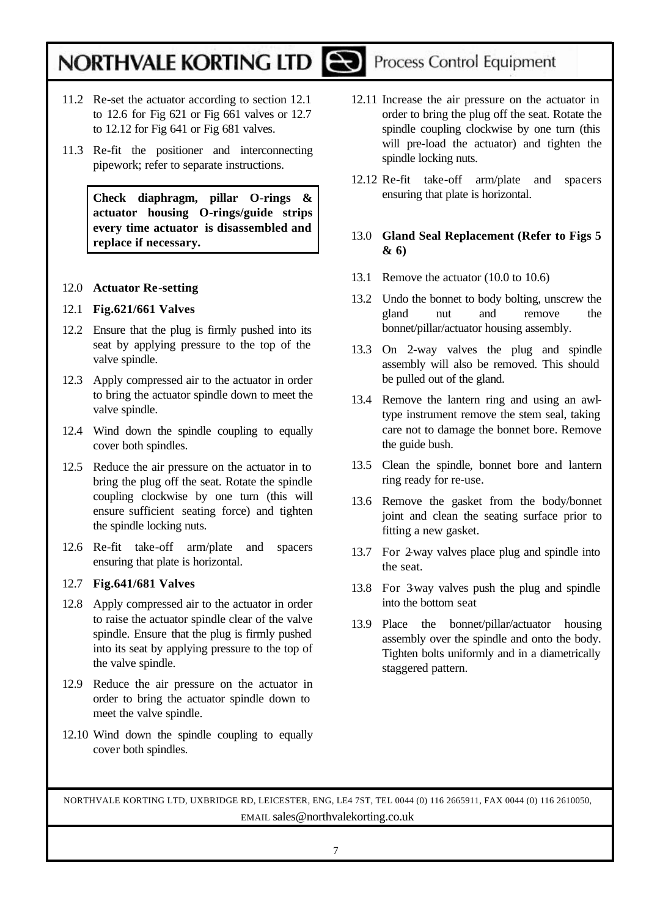11.2 Re-set the actuator according to section 12.1 to 12.6 for Fig 621 or Fig 661 valves or 12.7 to 12.12 for Fig 641 or Fig 681 valves.

11.3 Re-fit the positioner and interconnecting pipework; refer to separate instructions.

> **Check diaphragm, pillar O-rings & actuator housing O-rings/guide strips every time actuator is disassembled and replace if necessary.**

## 12.0 **Actuator Re-setting**

### 12.1 **Fig.621/661 Valves**

12.2 Ensure that the plug is firmly pushed into its seat by applying pressure to the top of the valve spindle.

12.3 Apply compressed air to the actuator in order to bring the actuator spindle down to meet the valve spindle.

12.4 Wind down the spindle coupling to equally cover both spindles.

12.5 Reduce the air pressure on the actuator in to bring the plug off the seat. Rotate the spindle coupling clockwise by one turn (this will ensure sufficient seating force) and tighten the spindle locking nuts.

12.6 Re-fit take-off arm/plate and spacers ensuring that plate is horizontal.

### 12.7 **Fig.641/681 Valves**

12.8 Apply compressed air to the actuator in order to raise the actuator spindle clear of the valve spindle. Ensure that the plug is firmly pushed into its seat by applying pressure to the top of the valve spindle.

12.9 Reduce the air pressure on the actuator in order to bring the actuator spindle down to meet the valve spindle.

12.10 Wind down the spindle coupling to equally cover both spindles.

12.11 Increase the air pressure on the actuator in order to bring the plug off the seat. Rotate the spindle coupling clockwise by one turn (this will pre-load the actuator) and tighten the spindle locking nuts.

12.12 Re-fit take-off arm/plate and spacers ensuring that plate is horizontal.

## 13.0 **Gland Seal Replacement (Refer to Figs 5 & 6)**

13.1 Remove the actuator (10.0 to 10.6)

13.2 Undo the bonnet to body bolting, unscrew the gland nut and remove the bonnet/pillar/actuator housing assembly.

13.3 On 2-way valves the plug and spindle assembly will also be removed. This should be pulled out of the gland.

13.4 Remove the lantern ring and using an awl-type instrument remove the stem seal, taking care not to damage the bonnet bore. Remove the guide bush.

13.5 Clean the spindle, bonnet bore and lantern ring ready for re-use.

13.6 Remove the gasket from the body/bonnet joint and clean the seating surface prior to fitting a new gasket.

13.7 For 2-way valves place plug and spindle into the seat.

13.8 For 3-way valves push the plug and spindle into the bottom seat

13.9 Place the bonnet/pillar/actuator housing assembly over the spindle and onto the body. Tighten bolts uniformly and in a diametrically staggered pattern.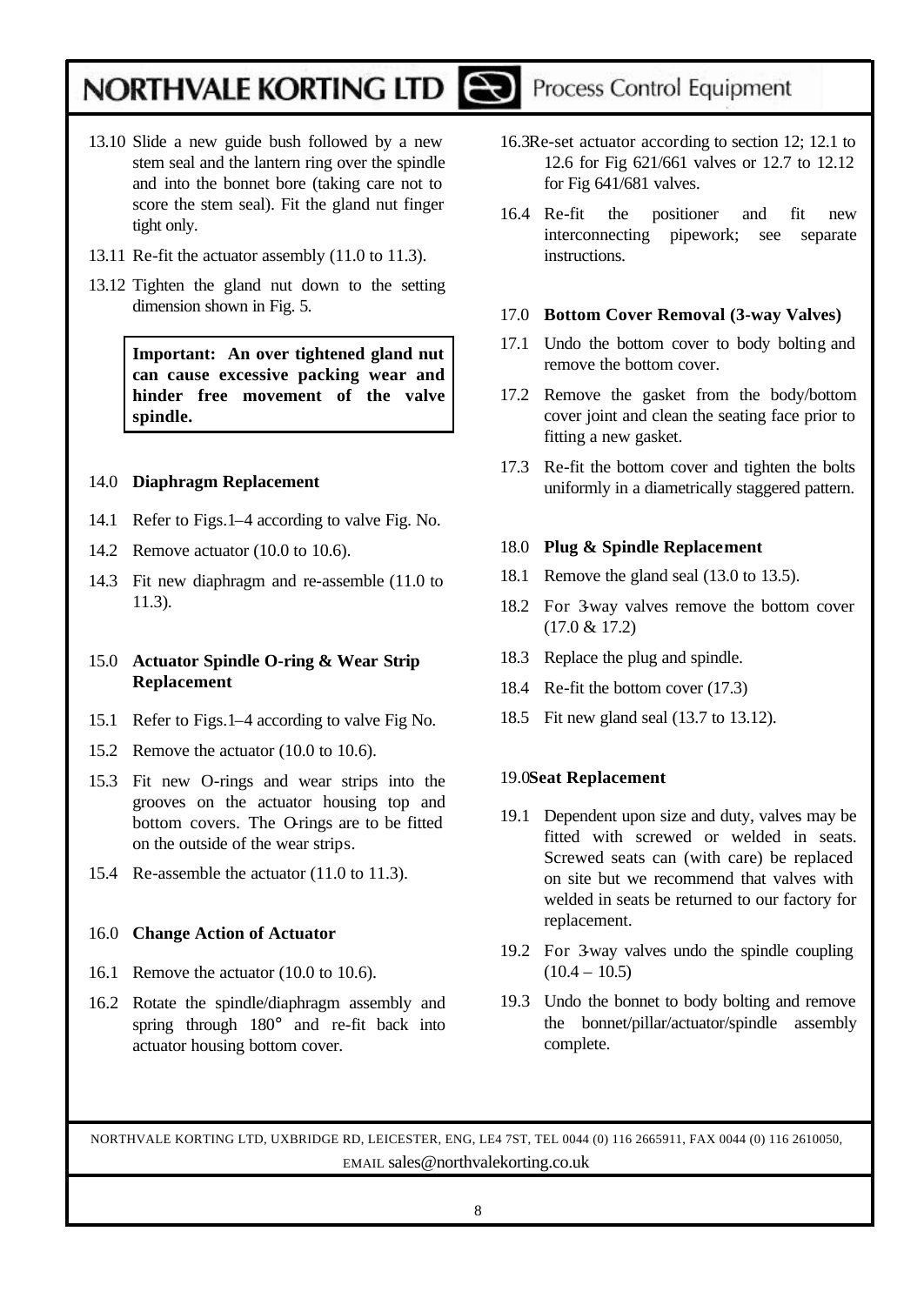13.10 Slide a new guide bush followed by a new stem seal and the lantern ring over the spindle and into the bonnet bore (taking care not to score the stem seal). Fit the gland nut finger tight only.

13.11 Re-fit the actuator assembly (11.0 to 11.3).

13.12 Tighten the gland nut down to the setting dimension shown in Fig. 5.

> **Important: An over tightened gland nut can cause excessive packing wear and hinder free movement of the valve spindle.**

## 14.0 Diaphragm Replacement

14.1 Refer to Figs.1–4 according to valve Fig. No.

14.2 Remove actuator (10.0 to 10.6).

14.3 Fit new diaphragm and re-assemble (11.0 to 11.3).

## 15.0 Actuator Spindle O-ring & Wear Strip Replacement

15.1 Refer to Figs.1–4 according to valve Fig No.

15.2 Remove the actuator (10.0 to 10.6).

15.3 Fit new O-rings and wear strips into the grooves on the actuator housing top and bottom covers. The O-rings are to be fitted on the outside of the wear strips.

15.4 Re-assemble the actuator (11.0 to 11.3).

## 16.0 Change Action of Actuator

16.1 Remove the actuator (10.0 to 10.6).

16.2 Rotate the spindle/diaphragm assembly and spring through 180° and re-fit back into actuator housing bottom cover.

16.3 Re-set actuator according to section 12; 12.1 to 12.6 for Fig 621/661 valves or 12.7 to 12.12 for Fig 641/681 valves.

16.4 Re-fit the positioner and fit new interconnecting pipework; see separate instructions.

## 17.0 Bottom Cover Removal (3-way Valves)

17.1 Undo the bottom cover to body bolting and remove the bottom cover.

17.2 Remove the gasket from the body/bottom cover joint and clean the seating face prior to fitting a new gasket.

17.3 Re-fit the bottom cover and tighten the bolts uniformly in a diametrically staggered pattern.

## 18.0 Plug & Spindle Replacement

18.1 Remove the gland seal (13.0 to 13.5).

18.2 For 3-way valves remove the bottom cover (17.0 & 17.2)

18.3 Replace the plug and spindle.

18.4 Re-fit the bottom cover (17.3)

18.5 Fit new gland seal (13.7 to 13.12).

## 19.0 Seat Replacement

19.1 Dependent upon size and duty, valves may be fitted with screwed or welded in seats. Screwed seats can (with care) be replaced on site but we recommend that valves with welded in seats be returned to our factory for replacement.

19.2 For 3-way valves undo the spindle coupling (10.4 – 10.5)

19.3 Undo the bonnet to body bolting and remove the bonnet/pillar/actuator/spindle assembly complete.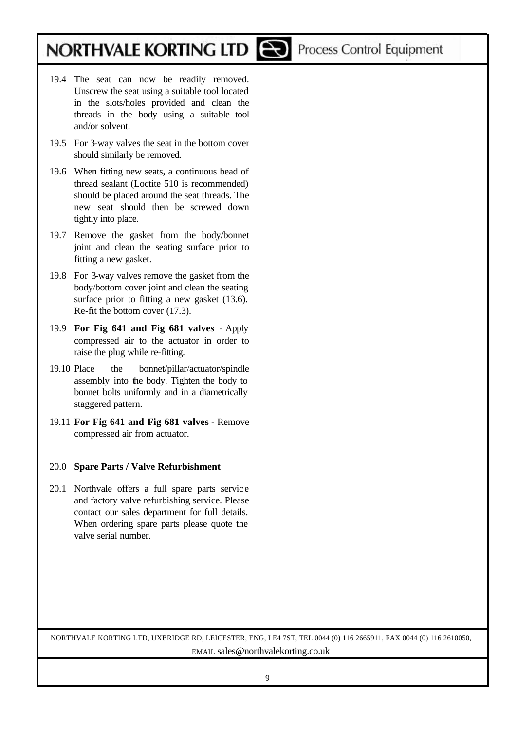19.4 The seat can now be readily removed. Unscrew the seat using a suitable tool located in the slots/holes provided and clean the threads in the body using a suitable tool and/or solvent.

19.5 For 3-way valves the seat in the bottom cover should similarly be removed.

19.6 When fitting new seats, a continuous bead of thread sealant (Loctite 510 is recommended) should be placed around the seat threads. The new seat should then be screwed down tightly into place.

19.7 Remove the gasket from the body/bonnet joint and clean the seating surface prior to fitting a new gasket.

19.8 For 3-way valves remove the gasket from the body/bottom cover joint and clean the seating surface prior to fitting a new gasket (13.6). Re-fit the bottom cover (17.3).

19.9 **For Fig 641 and Fig 681 valves** - Apply compressed air to the actuator in order to raise the plug while re-fitting.

19.10 Place the bonnet/pillar/actuator/spindle assembly into the body. Tighten the body to bonnet bolts uniformly and in a diametrically staggered pattern.

19.11 **For Fig 641 and Fig 681 valves** - Remove compressed air from actuator.

## 20.0 Spare Parts / Valve Refurbishment

20.1 Northvale offers a full spare parts service and factory valve refurbishing service. Please contact our sales department for full details. When ordering spare parts please quote the valve serial number.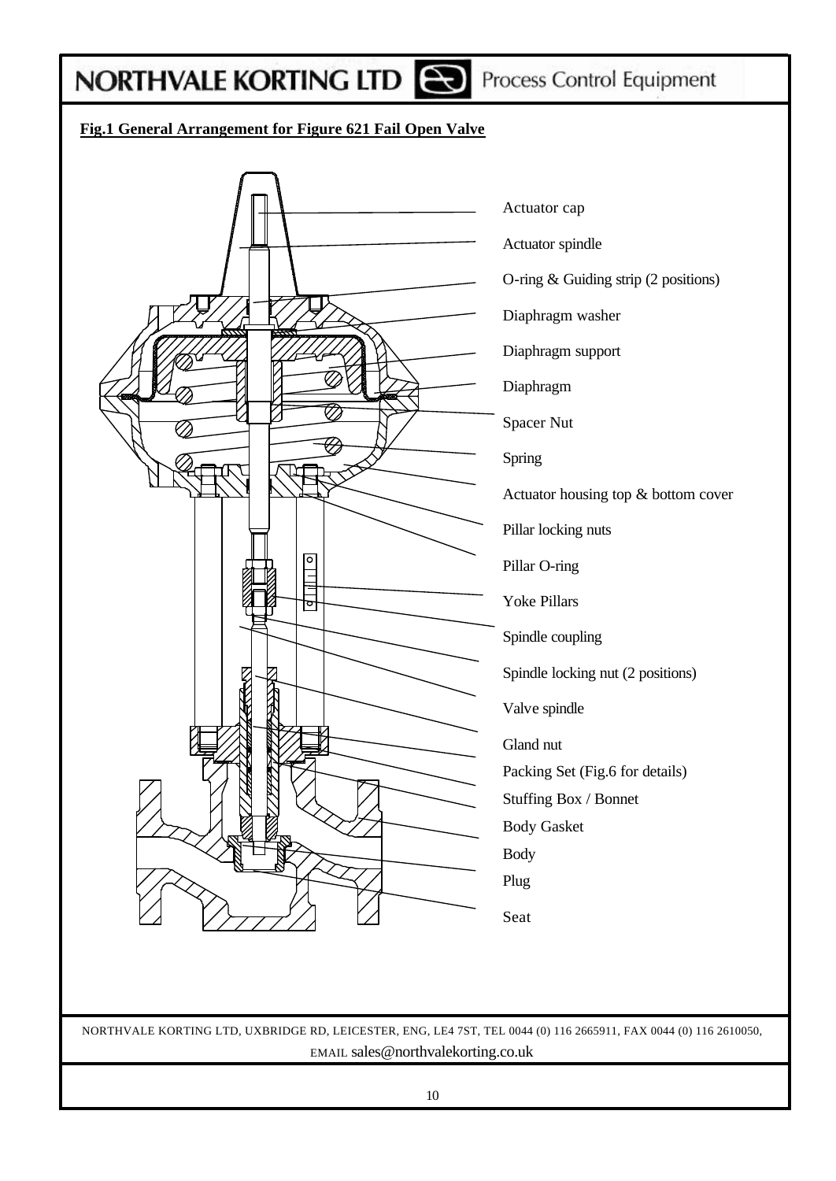## Fig.1 General Arrangement for Figure 621 Fail Open Valve

- Actuator cap
- Actuator spindle
- O-ring & Guiding strip (2 positions)
- Diaphragm washer
- Diaphragm support
- Diaphragm
- Spacer Nut
- Spring
- Actuator housing top & bottom cover
- Pillar locking nuts
- Pillar O-ring
- Yoke Pillars
- Spindle coupling
- Spindle locking nut (2 positions)
- Valve spindle
- Gland nut
- Packing Set (Fig.6 for details)
- Stuffing Box / Bonnet
- Body Gasket
- Body
- Plug
- Seat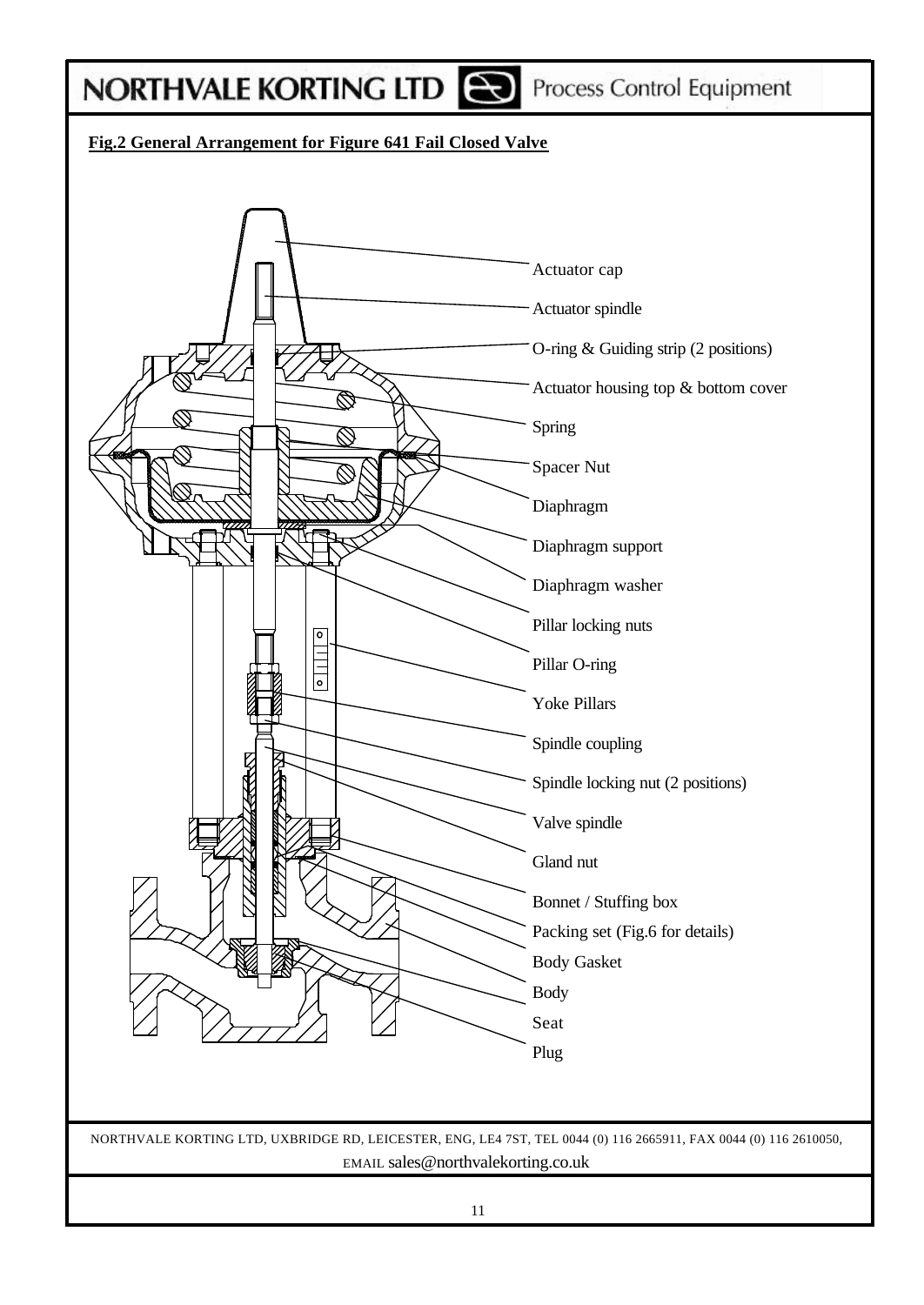**Fig.2 General Arrangement for Figure 641 Fail Closed Valve**

- Actuator cap
- Actuator spindle
- O-ring & Guiding strip (2 positions)
- Actuator housing top & bottom cover
- Spring
- Spacer Nut
- Diaphragm
- Diaphragm support
- Diaphragm washer
- Pillar locking nuts
- Pillar O-ring
- Yoke Pillars
- Spindle coupling
- Spindle locking nut (2 positions)
- Valve spindle
- Gland nut
- Bonnet / Stuffing box
- Packing set (Fig.6 for details)
- Body Gasket
- Body
- Seat
- Plug

NORTHVALE KORTING LTD, UXBRIDGE RD, LEICESTER, ENG, LE4 7ST, TEL 0044 (0) 116 2665911, FAX 0044 (0) 116 2610050, EMAIL sales@northvalekorting.co.uk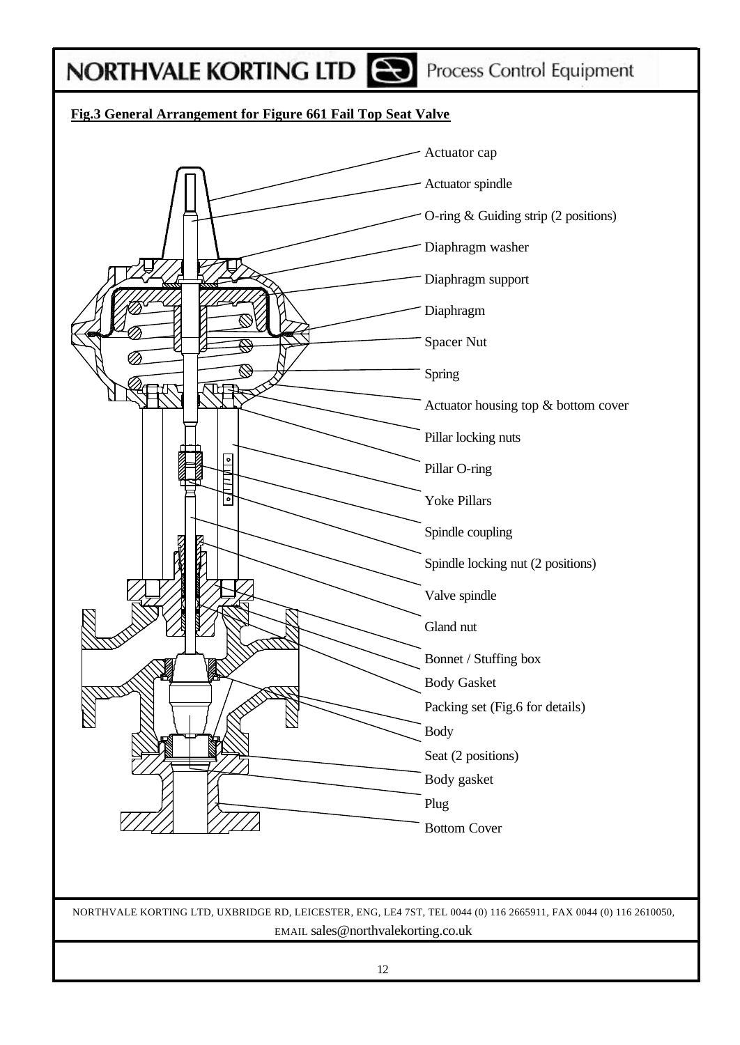**Fig.3 General Arrangement for Figure 661 Fail Top Seat Valve**

- Actuator cap
- Actuator spindle
- O-ring & Guiding strip (2 positions)
- Diaphragm washer
- Diaphragm support
- Diaphragm
- Spacer Nut
- Spring
- Actuator housing top & bottom cover
- Pillar locking nuts
- Pillar O-ring
- Yoke Pillars
- Spindle coupling
- Spindle locking nut (2 positions)
- Valve spindle
- Gland nut
- Bonnet / Stuffing box
- Body Gasket
- Packing set (Fig.6 for details)
- Body
- Seat (2 positions)
- Body gasket
- Plug
- Bottom Cover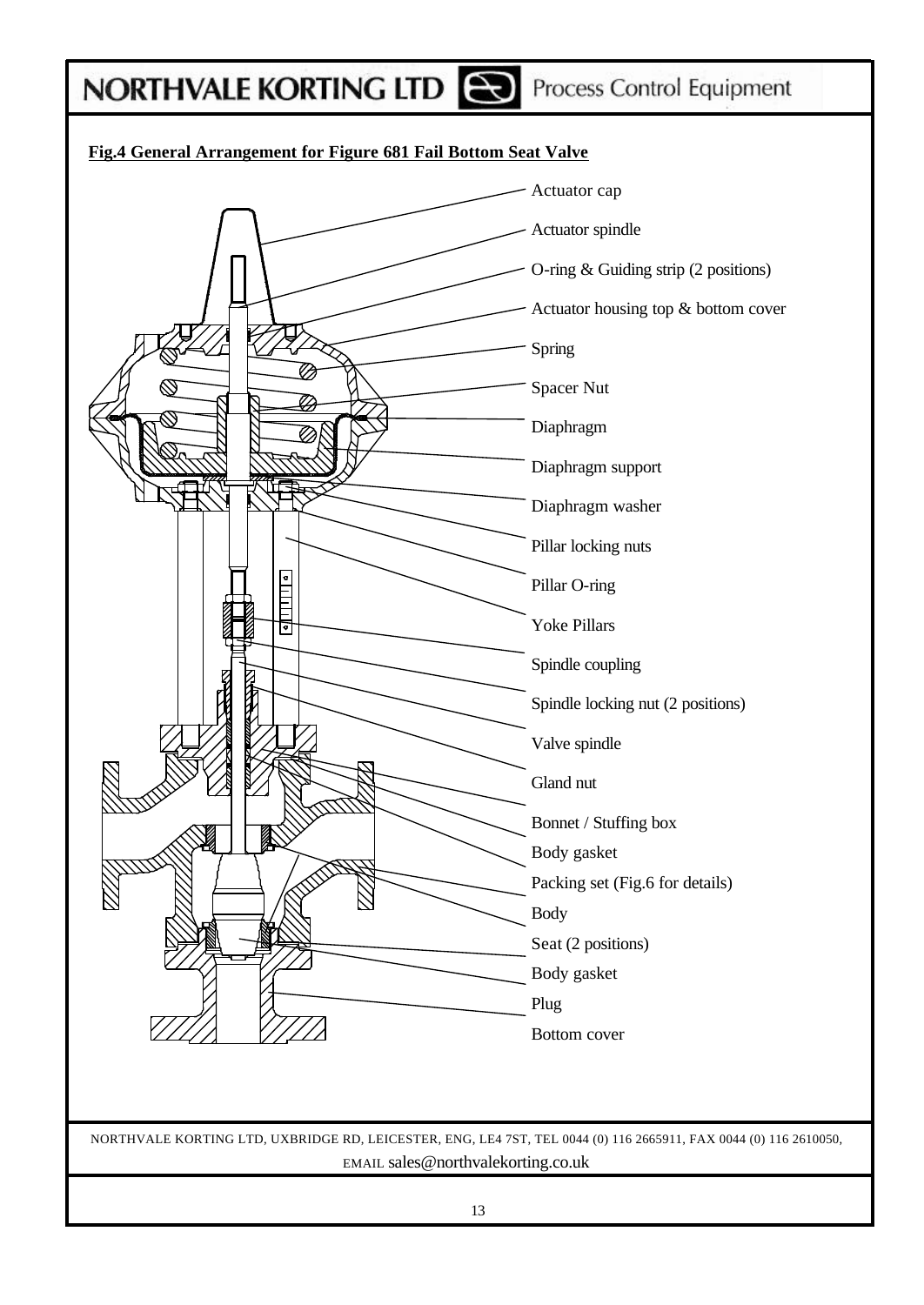**Fig.4 General Arrangement for Figure 681 Fail Bottom Seat Valve**

- Actuator cap
- Actuator spindle
- O-ring & Guiding strip (2 positions)
- Actuator housing top & bottom cover
- Spring
- Spacer Nut
- Diaphragm
- Diaphragm support
- Diaphragm washer
- Pillar locking nuts
- Pillar O-ring
- Yoke Pillars
- Spindle coupling
- Spindle locking nut (2 positions)
- Valve spindle
- Gland nut
- Bonnet / Stuffing box
- Body gasket
- Packing set (Fig.6 for details)
- Body
- Seat (2 positions)
- Body gasket
- Plug
- Bottom cover

NORTHVALE KORTING LTD, UXBRIDGE RD, LEICESTER, ENG, LE4 7ST, TEL 0044 (0) 116 2665911, FAX 0044 (0) 116 2610050, EMAIL sales@northvalekorting.co.uk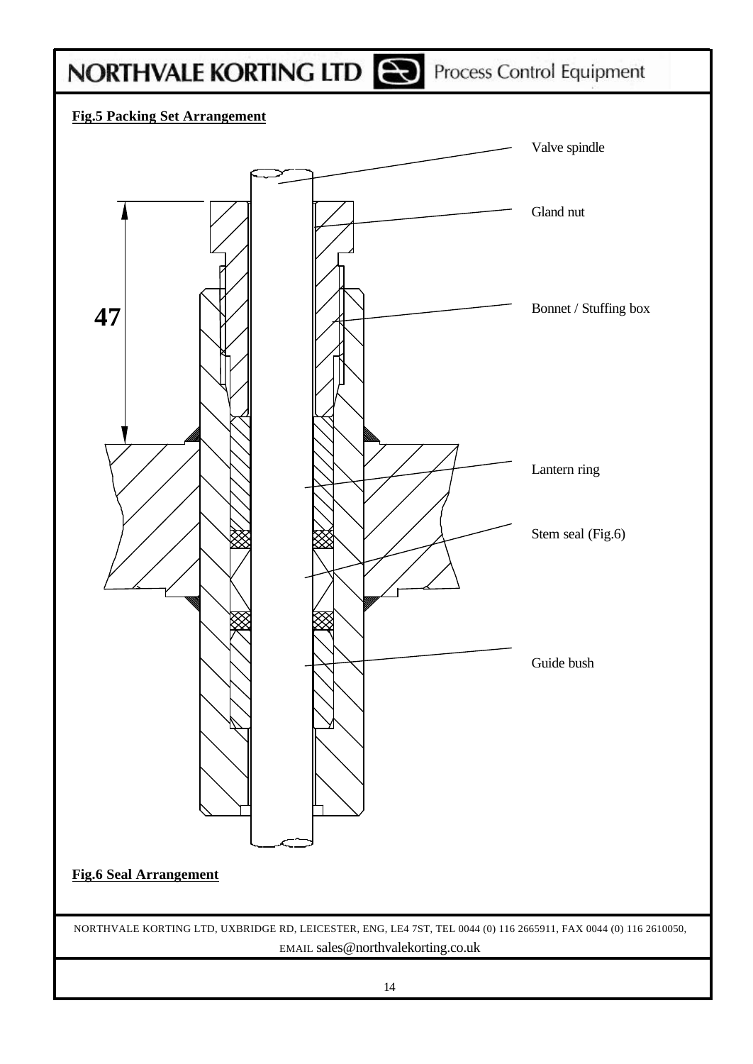**Fig.5 Packing Set Arrangement**

47

Valve spindle

Gland nut

Bonnet / Stuffing box

Lantern ring

Stem seal (Fig.6)

Guide bush

**Fig.6 Seal Arrangement**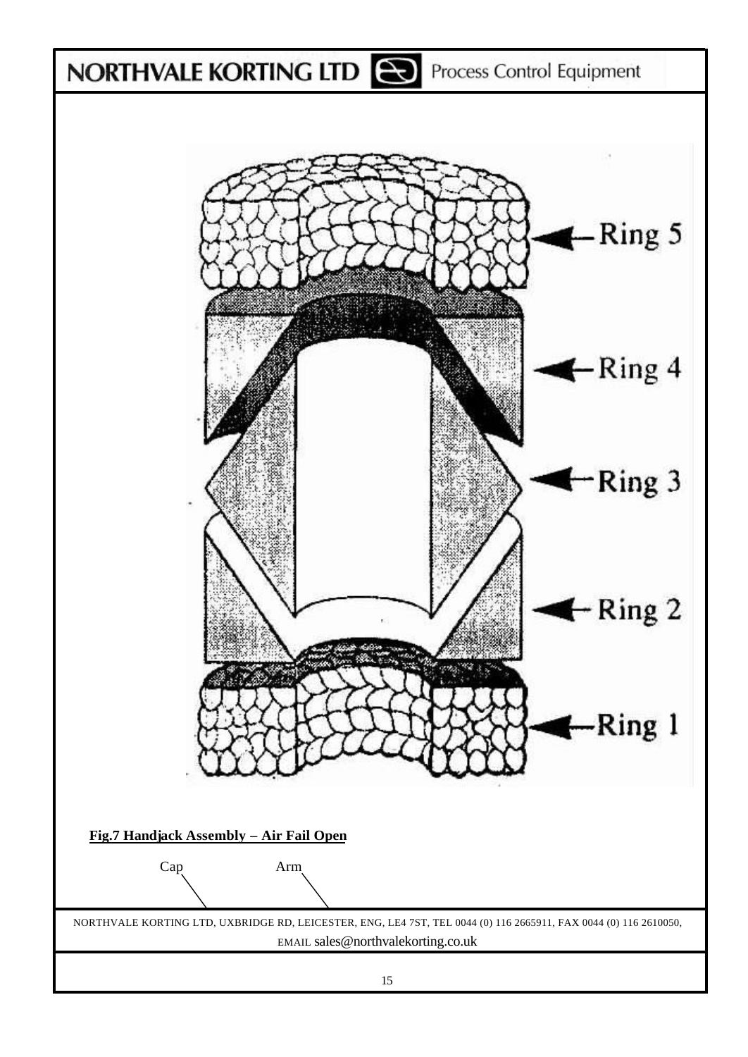Ring 5

Ring 4

Ring 3

Ring 2

Ring 1

**Fig.7 Handjack Assembly – Air Fail Open**

Cap Arm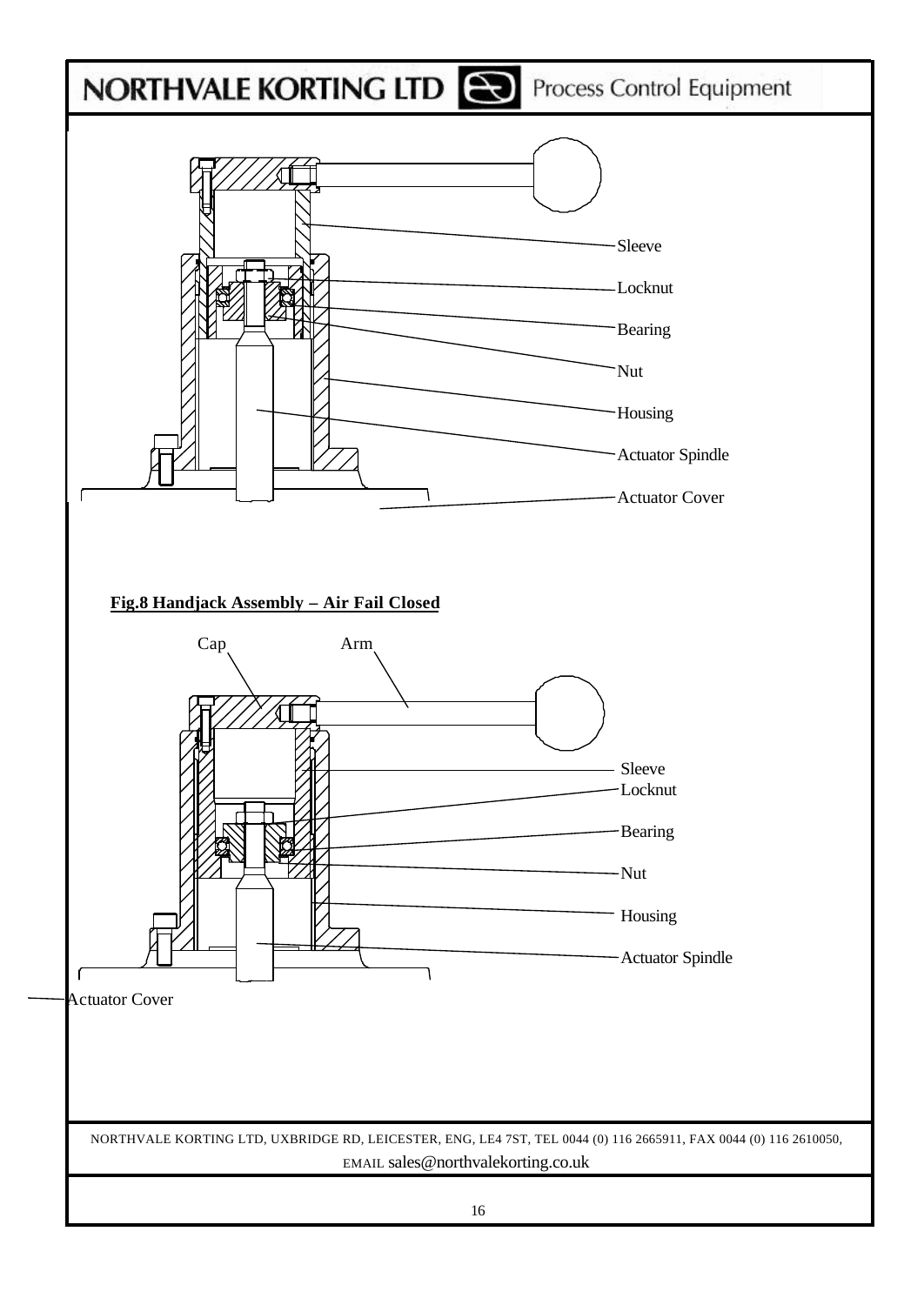Sleeve

Locknut

Bearing

Nut

Housing

Actuator Spindle

Actuator Cover

**Fig.8 Handjack Assembly – Air Fail Closed**

Cap

Arm

Sleeve

Locknut

Bearing

Nut

Housing

Actuator Spindle

Actuator Cover

NORTHVALE KORTING LTD, UXBRIDGE RD, LEICESTER, ENG, LE4 7ST, TEL 0044 (0) 116 2665911, FAX 0044 (0) 116 2610050, EMAIL sales@northvalekorting.co.uk